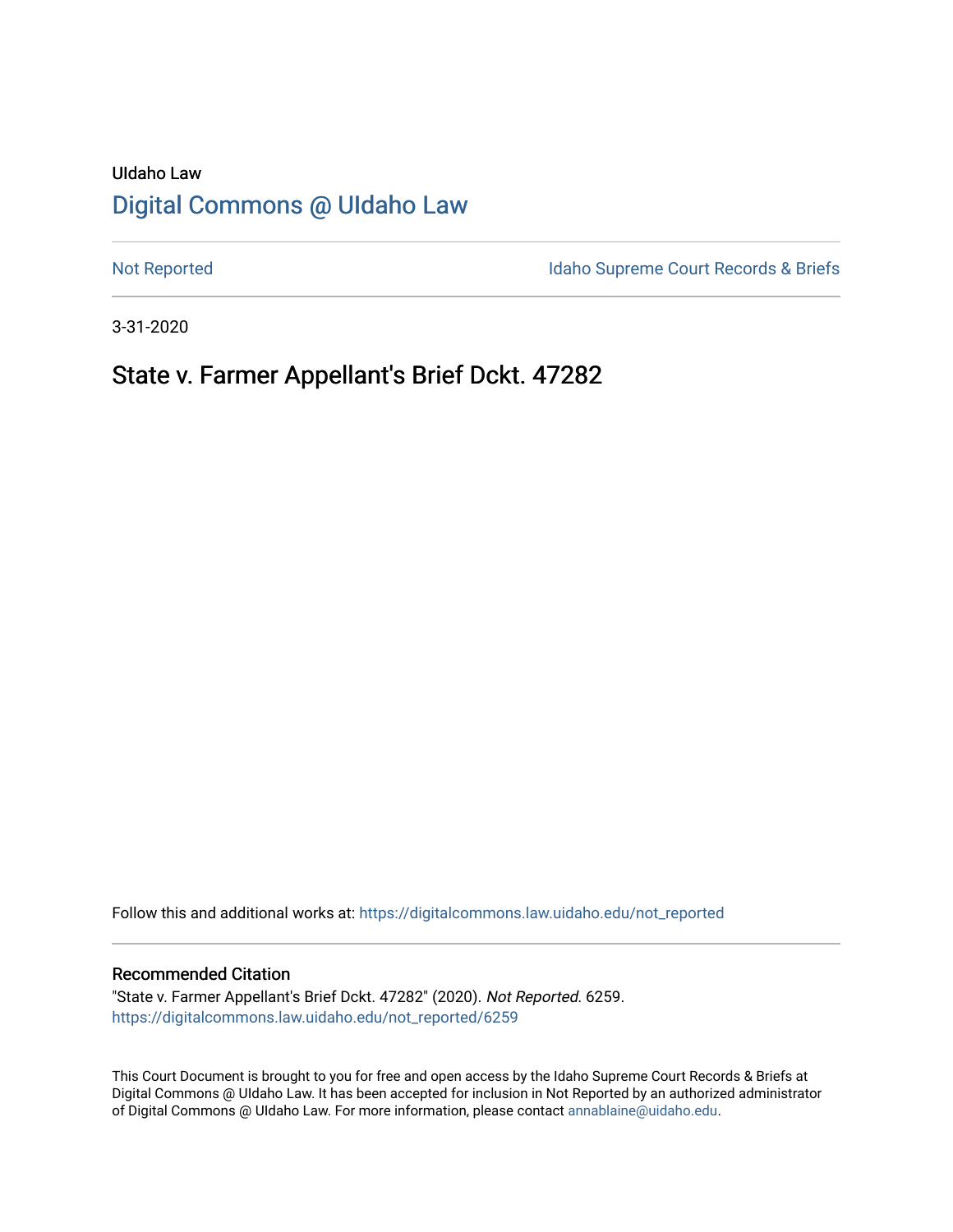UIdaho Law

# [Digital Commons @ UIdaho Law](https://digitalcommons.law.uidaho.edu/)

[Not Reported](https://digitalcommons.law.uidaho.edu/not_reported) | [Idaho Supreme Court Records & Briefs](https://digitalcommons.law.uidaho.edu/idaho_supreme_court_records_briefs)

3-31-2020

## State v. Farmer Appellant's Brief Dckt. 47282

Follow this and additional works at: https://digitalcommons.law.uidaho.edu/not_reported

### Recommended Citation

"State v. Farmer Appellant's Brief Dckt. 47282" (2020). *Not Reported*. 6259.
https://digitalcommons.law.uidaho.edu/not_reported/6259

This Court Document is brought to you for free and open access by the Idaho Supreme Court Records & Briefs at Digital Commons @ UIdaho Law. It has been accepted for inclusion in Not Reported by an authorized administrator of Digital Commons @ UIdaho Law. For more information, please contact annablaine@uidaho.edu.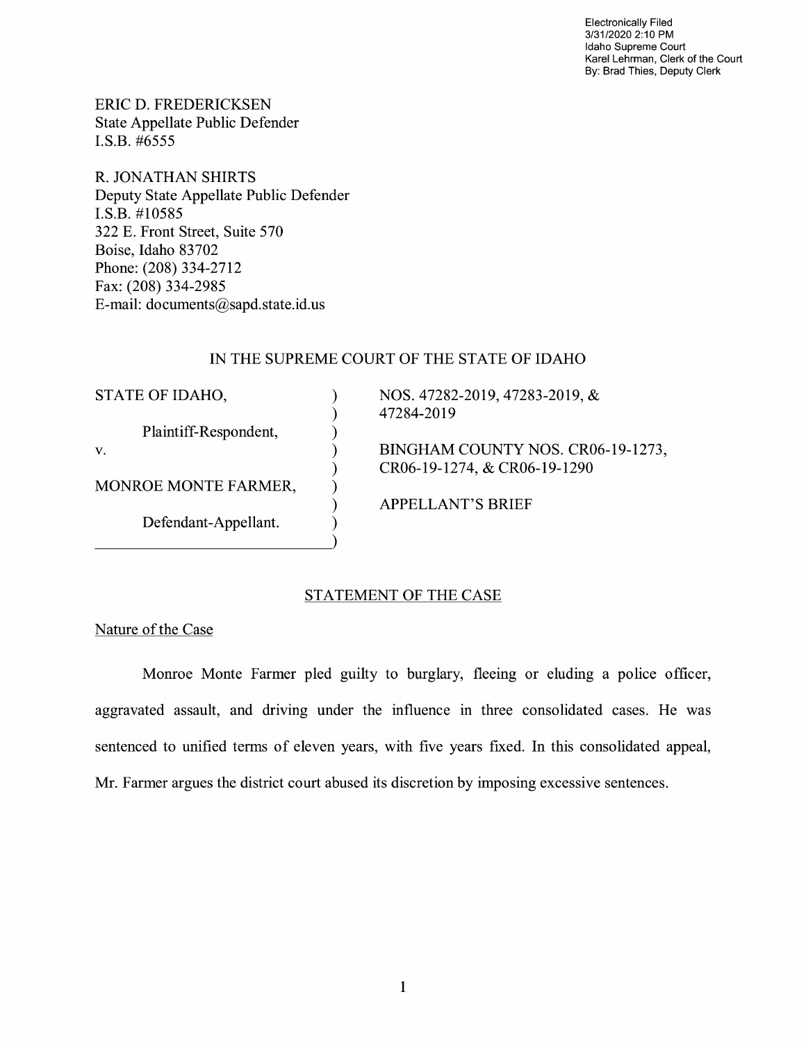Electronically Filed
3/31/2020 2:10 PM
Idaho Supreme Court
Karel Lehrman, Clerk of the Court
By: Brad Thies, Deputy Clerk

ERIC D. FREDERICKSEN
State Appellate Public Defender
I.S.B. #6555

R. JONATHAN SHIRTS
Deputy State Appellate Public Defender
I.S.B. #10585
322 E. Front Street, Suite 570
Boise, Idaho 83702
Phone: (208) 334-2712
Fax: (208) 334-2985
E-mail: documents@sapd.state.id.us

IN THE SUPREME COURT OF THE STATE OF IDAHO

| | | |
|---|---|---|
| STATE OF IDAHO, | ) | NOS. 47282-2019, 47283-2019, & 47284-2019 |
| Plaintiff-Respondent, | ) | |
| v. | ) | BINGHAM COUNTY NOS. CR06-19-1273, CR06-19-1274, & CR06-19-1290 |
| MONROE MONTE FARMER, | ) | APPELLANT'S BRIEF |
| Defendant-Appellant. | ) | |

## STATEMENT OF THE CASE

### Nature of the Case

Monroe Monte Farmer pled guilty to burglary, fleeing or eluding a police officer, aggravated assault, and driving under the influence in three consolidated cases. He was sentenced to unified terms of eleven years, with five years fixed. In this consolidated appeal, Mr. Farmer argues the district court abused its discretion by imposing excessive sentences.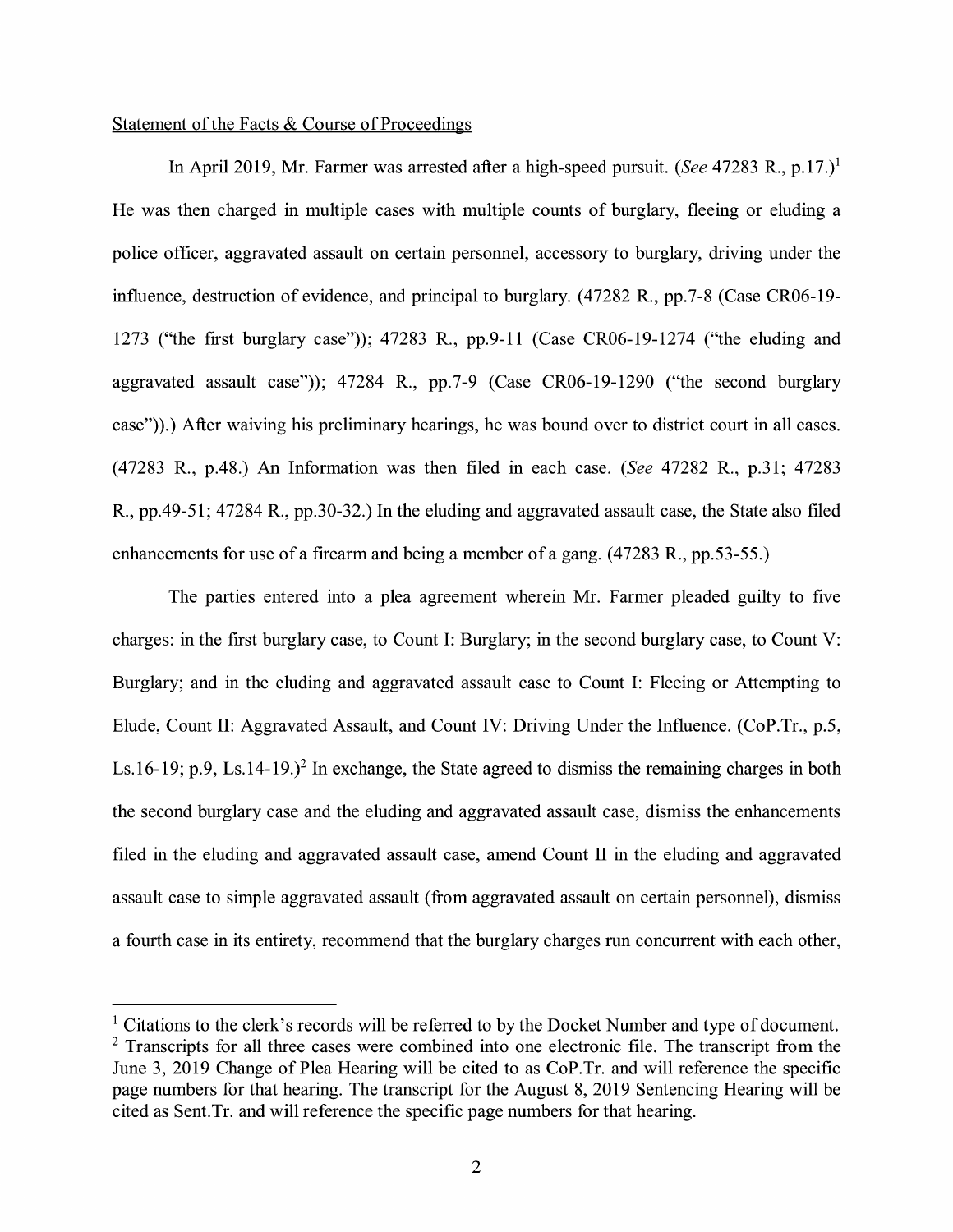Statement of the Facts & Course of Proceedings

In April 2019, Mr. Farmer was arrested after a high-speed pursuit. (*See* 47283 R., p.17.)[1] He was then charged in multiple cases with multiple counts of burglary, fleeing or eluding a police officer, aggravated assault on certain personnel, accessory to burglary, driving under the influence, destruction of evidence, and principal to burglary. (47282 R., pp.7-8 (Case CR06-19-1273 ("the first burglary case")); 47283 R., pp.9-11 (Case CR06-19-1274 ("the eluding and aggravated assault case")); 47284 R., pp.7-9 (Case CR06-19-1290 ("the second burglary case")).) After waiving his preliminary hearings, he was bound over to district court in all cases. (47283 R., p.48.) An Information was then filed in each case. (*See* 47282 R., p.31; 47283 R., pp.49-51; 47284 R., pp.30-32.) In the eluding and aggravated assault case, the State also filed enhancements for use of a firearm and being a member of a gang. (47283 R., pp.53-55.)

The parties entered into a plea agreement wherein Mr. Farmer pleaded guilty to five charges: in the first burglary case, to Count I: Burglary; in the second burglary case, to Count V: Burglary; and in the eluding and aggravated assault case to Count I: Fleeing or Attempting to Elude, Count II: Aggravated Assault, and Count IV: Driving Under the Influence. (CoP.Tr., p.5, Ls.16-19; p.9, Ls.14-19.)[2] In exchange, the State agreed to dismiss the remaining charges in both the second burglary case and the eluding and aggravated assault case, dismiss the enhancements filed in the eluding and aggravated assault case, amend Count II in the eluding and aggravated assault case to simple aggravated assault (from aggravated assault on certain personnel), dismiss a fourth case in its entirety, recommend that the burglary charges run concurrent with each other,

---

[1] Citations to the clerk's records will be referred to by the Docket Number and type of document.

[2] Transcripts for all three cases were combined into one electronic file. The transcript from the June 3, 2019 Change of Plea Hearing will be cited to as CoP.Tr. and will reference the specific page numbers for that hearing. The transcript for the August 8, 2019 Sentencing Hearing will be cited as Sent.Tr. and will reference the specific page numbers for that hearing.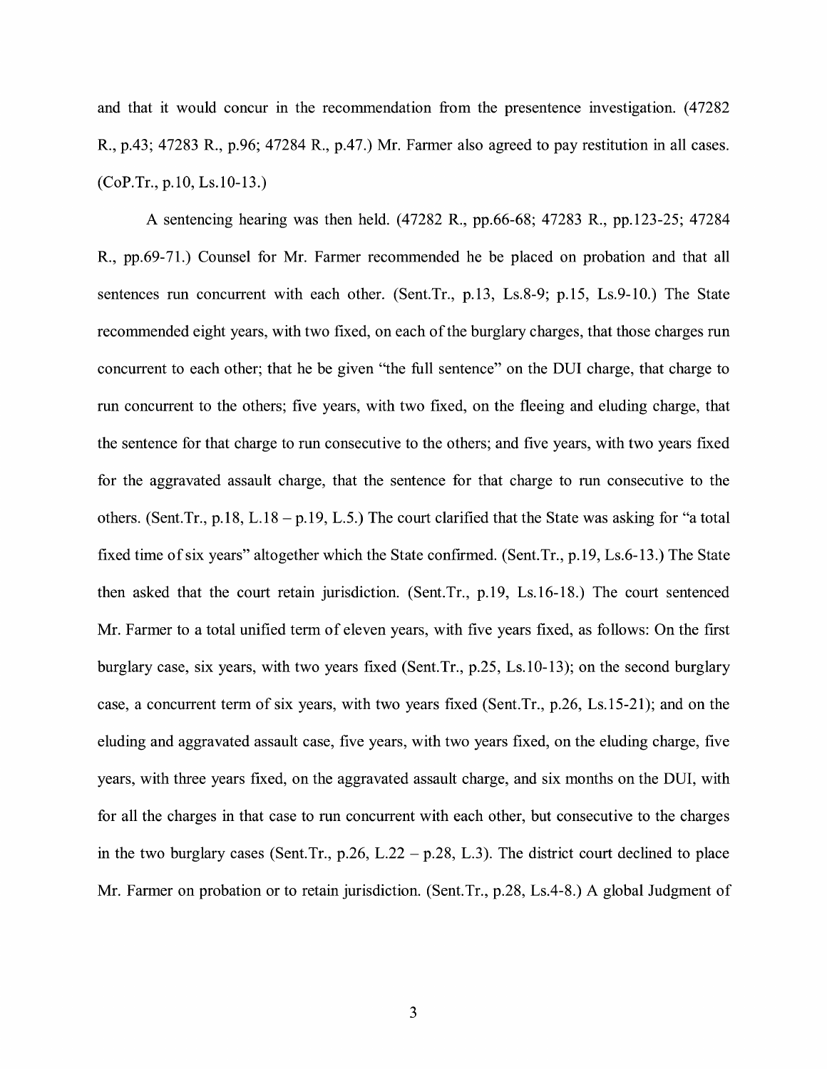and that it would concur in the recommendation from the presentence investigation. (47282 R., p.43; 47283 R., p.96; 47284 R., p.47.) Mr. Farmer also agreed to pay restitution in all cases. (CoP.Tr., p.10, Ls.10-13.)

A sentencing hearing was then held. (47282 R., pp.66-68; 47283 R., pp.123-25; 47284 R., pp.69-71.) Counsel for Mr. Farmer recommended he be placed on probation and that all sentences run concurrent with each other. (Sent.Tr., p.13, Ls.8-9; p.15, Ls.9-10.) The State recommended eight years, with two fixed, on each of the burglary charges, that those charges run concurrent to each other; that he be given "the full sentence" on the DUI charge, that charge to run concurrent to the others; five years, with two fixed, on the fleeing and eluding charge, that the sentence for that charge to run consecutive to the others; and five years, with two years fixed for the aggravated assault charge, that the sentence for that charge to run consecutive to the others. (Sent.Tr., p.18, L.18 – p.19, L.5.) The court clarified that the State was asking for "a total fixed time of six years" altogether which the State confirmed. (Sent.Tr., p.19, Ls.6-13.) The State then asked that the court retain jurisdiction. (Sent.Tr., p.19, Ls.16-18.) The court sentenced Mr. Farmer to a total unified term of eleven years, with five years fixed, as follows: On the first burglary case, six years, with two years fixed (Sent.Tr., p.25, Ls.10-13); on the second burglary case, a concurrent term of six years, with two years fixed (Sent.Tr., p.26, Ls.15-21); and on the eluding and aggravated assault case, five years, with two years fixed, on the eluding charge, five years, with three years fixed, on the aggravated assault charge, and six months on the DUI, with for all the charges in that case to run concurrent with each other, but consecutive to the charges in the two burglary cases (Sent.Tr., p.26, L.22 – p.28, L.3). The district court declined to place Mr. Farmer on probation or to retain jurisdiction. (Sent.Tr., p.28, Ls.4-8.) A global Judgment of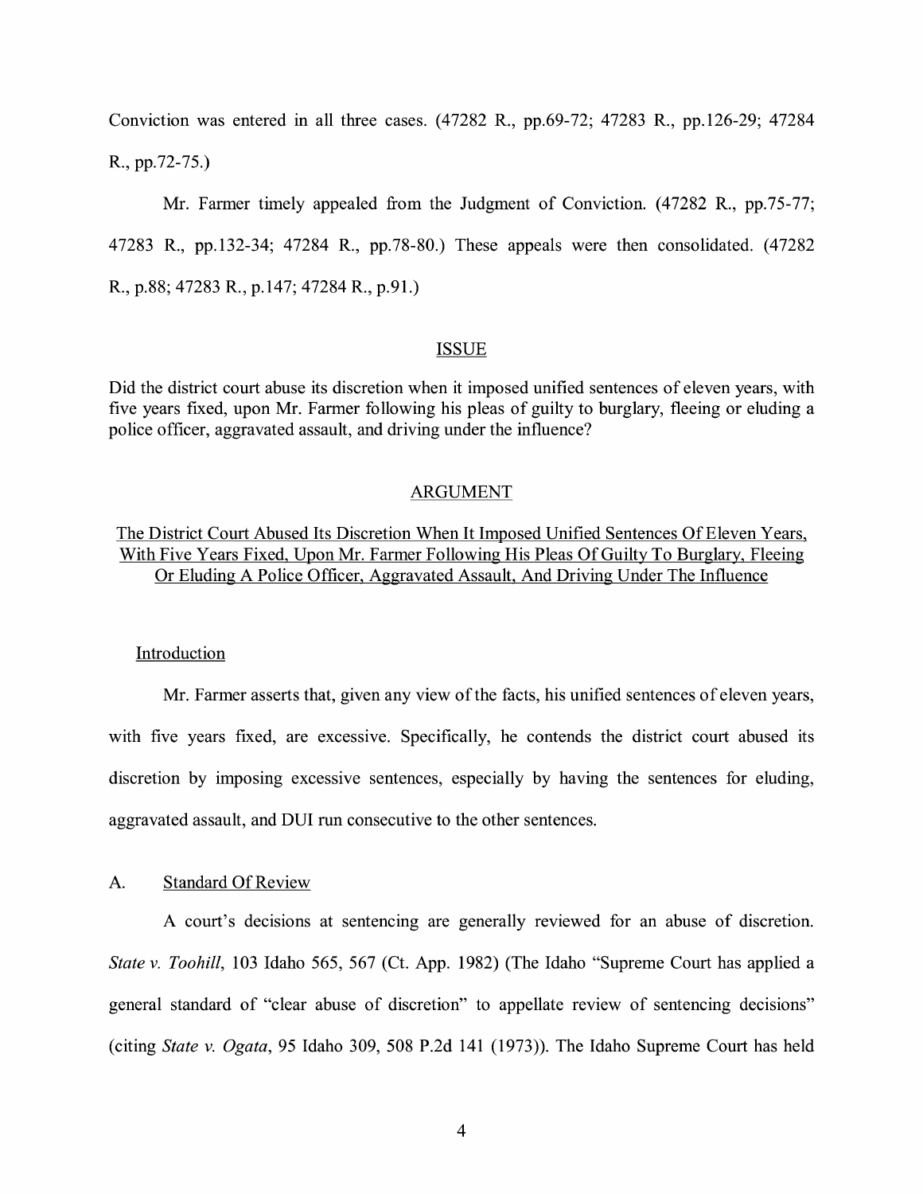Conviction was entered in all three cases. (47282 R., pp.69-72; 47283 R., pp.126-29; 47284 R., pp.72-75.)

Mr. Farmer timely appealed from the Judgment of Conviction. (47282 R., pp.75-77; 47283 R., pp.132-34; 47284 R., pp.78-80.) These appeals were then consolidated. (47282 R., p.88; 47283 R., p.147; 47284 R., p.91.)

## ISSUE

Did the district court abuse its discretion when it imposed unified sentences of eleven years, with five years fixed, upon Mr. Farmer following his pleas of guilty to burglary, fleeing or eluding a police officer, aggravated assault, and driving under the influence?

## ARGUMENT

### The District Court Abused Its Discretion When It Imposed Unified Sentences Of Eleven Years, With Five Years Fixed, Upon Mr. Farmer Following His Pleas Of Guilty To Burglary, Fleeing Or Eluding A Police Officer, Aggravated Assault, And Driving Under The Influence

#### Introduction

Mr. Farmer asserts that, given any view of the facts, his unified sentences of eleven years, with five years fixed, are excessive. Specifically, he contends the district court abused its discretion by imposing excessive sentences, especially by having the sentences for eluding, aggravated assault, and DUI run consecutive to the other sentences.

#### A. Standard Of Review

A court's decisions at sentencing are generally reviewed for an abuse of discretion. *State v. Toohill*, 103 Idaho 565, 567 (Ct. App. 1982) (The Idaho "Supreme Court has applied a general standard of "clear abuse of discretion" to appellate review of sentencing decisions" (citing *State v. Ogata*, 95 Idaho 309, 508 P.2d 141 (1973)). The Idaho Supreme Court has held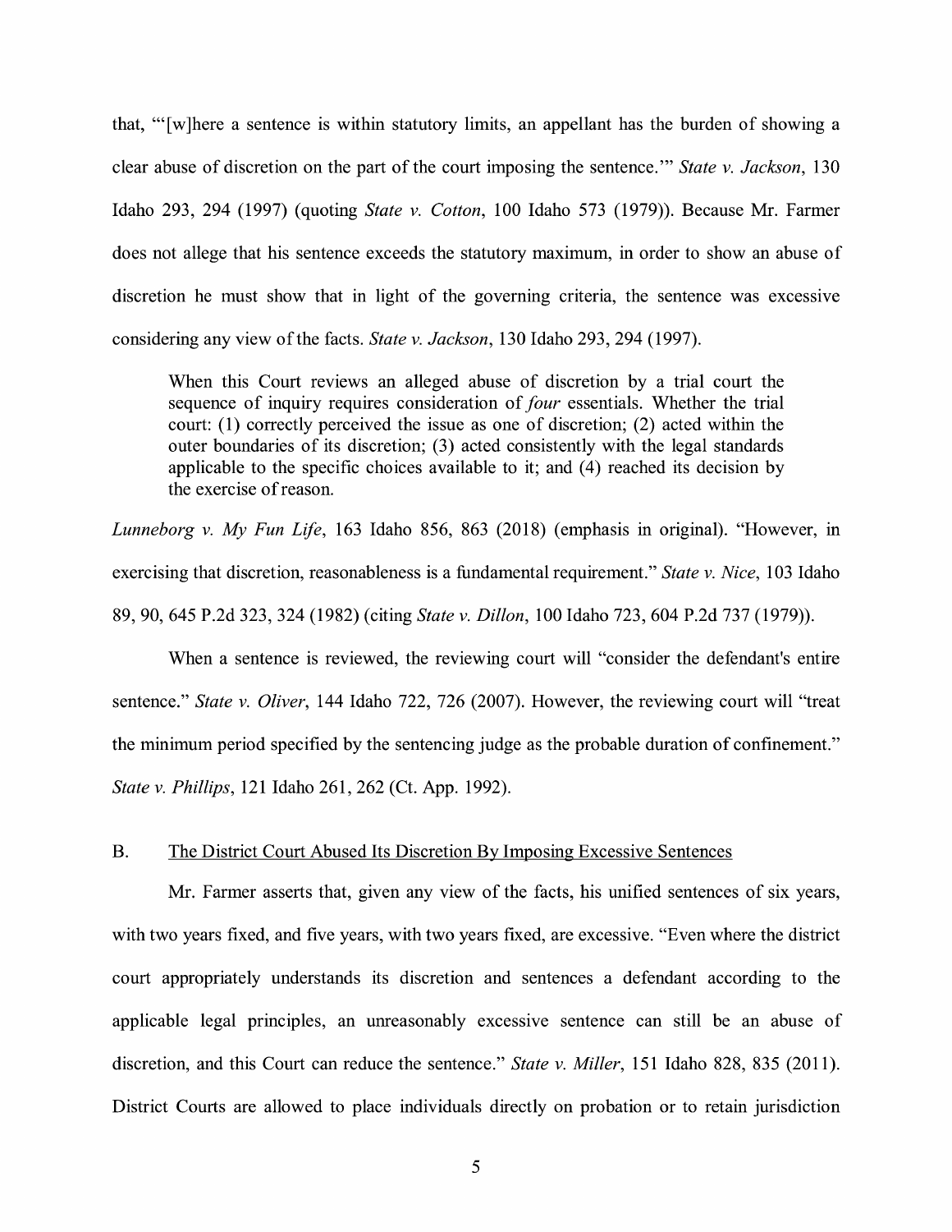that, "'[w]here a sentence is within statutory limits, an appellant has the burden of showing a clear abuse of discretion on the part of the court imposing the sentence.'" *State v. Jackson*, 130 Idaho 293, 294 (1997) (quoting *State v. Cotton*, 100 Idaho 573 (1979)). Because Mr. Farmer does not allege that his sentence exceeds the statutory maximum, in order to show an abuse of discretion he must show that in light of the governing criteria, the sentence was excessive considering any view of the facts. *State v. Jackson*, 130 Idaho 293, 294 (1997).

> When this Court reviews an alleged abuse of discretion by a trial court the sequence of inquiry requires consideration of *four* essentials. Whether the trial court: (1) correctly perceived the issue as one of discretion; (2) acted within the outer boundaries of its discretion; (3) acted consistently with the legal standards applicable to the specific choices available to it; and (4) reached its decision by the exercise of reason.

*Lunneborg v. My Fun Life*, 163 Idaho 856, 863 (2018) (emphasis in original). "However, in exercising that discretion, reasonableness is a fundamental requirement." *State v. Nice*, 103 Idaho 89, 90, 645 P.2d 323, 324 (1982) (citing *State v. Dillon*, 100 Idaho 723, 604 P.2d 737 (1979)).

When a sentence is reviewed, the reviewing court will "consider the defendant's entire sentence." *State v. Oliver*, 144 Idaho 722, 726 (2007). However, the reviewing court will "treat the minimum period specified by the sentencing judge as the probable duration of confinement." *State v. Phillips*, 121 Idaho 261, 262 (Ct. App. 1992).

### B. The District Court Abused Its Discretion By Imposing Excessive Sentences

Mr. Farmer asserts that, given any view of the facts, his unified sentences of six years, with two years fixed, and five years, with two years fixed, are excessive. "Even where the district court appropriately understands its discretion and sentences a defendant according to the applicable legal principles, an unreasonably excessive sentence can still be an abuse of discretion, and this Court can reduce the sentence." *State v. Miller*, 151 Idaho 828, 835 (2011). District Courts are allowed to place individuals directly on probation or to retain jurisdiction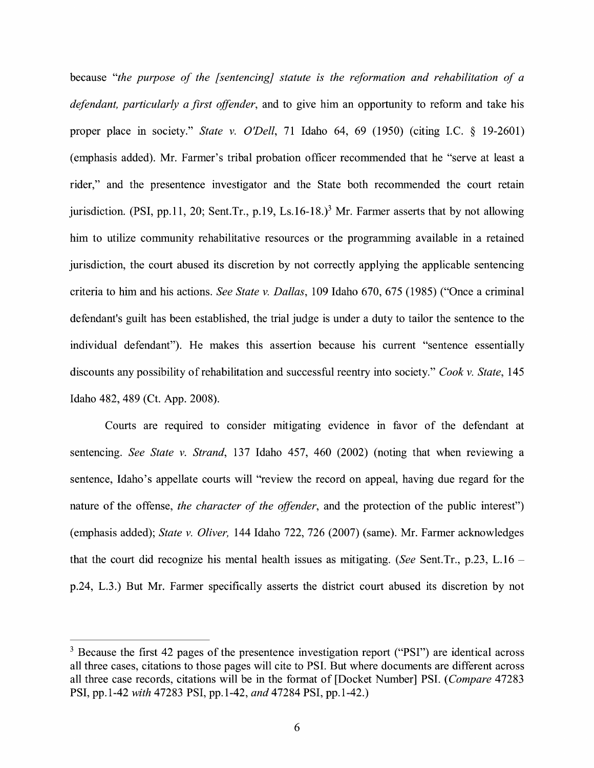because "*the purpose of the [sentencing] statute is the reformation and rehabilitation of a defendant, particularly a first offender*, and to give him an opportunity to reform and take his proper place in society." *State v. O'Dell*, 71 Idaho 64, 69 (1950) (citing I.C. § 19-2601) (emphasis added). Mr. Farmer's tribal probation officer recommended that he "serve at least a rider," and the presentence investigator and the State both recommended the court retain jurisdiction. (PSI, pp.11, 20; Sent.Tr., p.19, Ls.16-18.)[3] Mr. Farmer asserts that by not allowing him to utilize community rehabilitative resources or the programming available in a retained jurisdiction, the court abused its discretion by not correctly applying the applicable sentencing criteria to him and his actions. *See State v. Dallas*, 109 Idaho 670, 675 (1985) ("Once a criminal defendant's guilt has been established, the trial judge is under a duty to tailor the sentence to the individual defendant"). He makes this assertion because his current "sentence essentially discounts any possibility of rehabilitation and successful reentry into society." *Cook v. State*, 145 Idaho 482, 489 (Ct. App. 2008).

Courts are required to consider mitigating evidence in favor of the defendant at sentencing. *See State v. Strand*, 137 Idaho 457, 460 (2002) (noting that when reviewing a sentence, Idaho's appellate courts will "review the record on appeal, having due regard for the nature of the offense, *the character of the offender*, and the protection of the public interest") (emphasis added); *State v. Oliver,* 144 Idaho 722, 726 (2007) (same). Mr. Farmer acknowledges that the court did recognize his mental health issues as mitigating. (*See* Sent.Tr., p.23, L.16 – p.24, L.3.) But Mr. Farmer specifically asserts the district court abused its discretion by not

---

[3] Because the first 42 pages of the presentence investigation report ("PSI") are identical across all three cases, citations to those pages will cite to PSI. But where documents are different across all three case records, citations will be in the format of [Docket Number] PSI. (*Compare* 47283 PSI, pp.1-42 *with* 47283 PSI, pp.1-42, *and* 47284 PSI, pp.1-42.)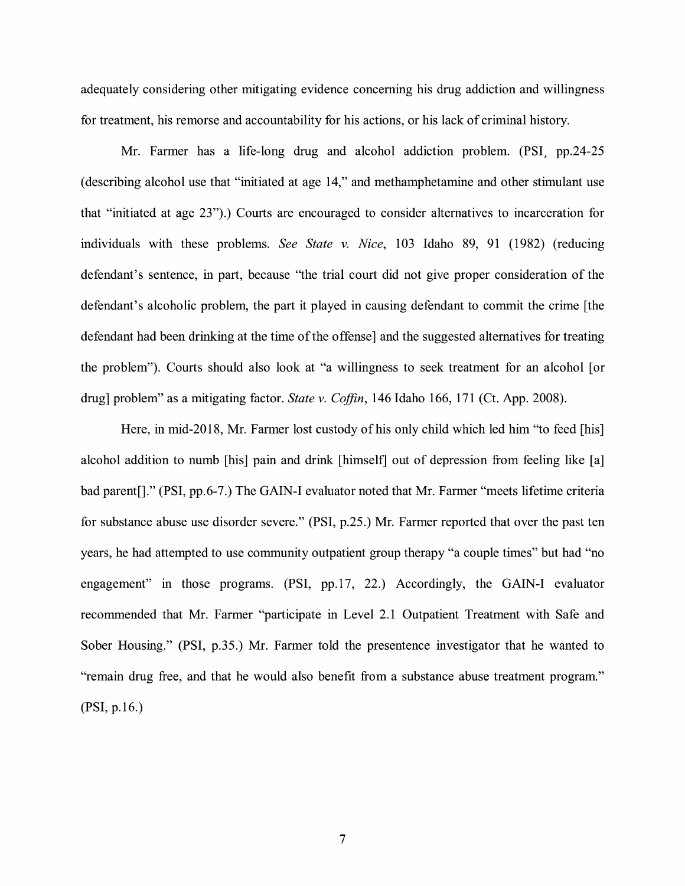adequately considering other mitigating evidence concerning his drug addiction and willingness for treatment, his remorse and accountability for his actions, or his lack of criminal history.

Mr. Farmer has a life-long drug and alcohol addiction problem. (PSI, pp.24-25 (describing alcohol use that "initiated at age 14," and methamphetamine and other stimulant use that "initiated at age 23").) Courts are encouraged to consider alternatives to incarceration for individuals with these problems. *See State v. Nice*, 103 Idaho 89, 91 (1982) (reducing defendant's sentence, in part, because "the trial court did not give proper consideration of the defendant's alcoholic problem, the part it played in causing defendant to commit the crime [the defendant had been drinking at the time of the offense] and the suggested alternatives for treating the problem"). Courts should also look at "a willingness to seek treatment for an alcohol [or drug] problem" as a mitigating factor. *State v. Coffin*, 146 Idaho 166, 171 (Ct. App. 2008).

Here, in mid-2018, Mr. Farmer lost custody of his only child which led him "to feed [his] alcohol addition to numb [his] pain and drink [himself] out of depression from feeling like [a] bad parent[]." (PSI, pp.6-7.) The GAIN-I evaluator noted that Mr. Farmer "meets lifetime criteria for substance abuse use disorder severe." (PSI, p.25.) Mr. Farmer reported that over the past ten years, he had attempted to use community outpatient group therapy "a couple times" but had "no engagement" in those programs. (PSI, pp.17, 22.) Accordingly, the GAIN-I evaluator recommended that Mr. Farmer "participate in Level 2.1 Outpatient Treatment with Safe and Sober Housing." (PSI, p.35.) Mr. Farmer told the presentence investigator that he wanted to "remain drug free, and that he would also benefit from a substance abuse treatment program." (PSI, p.16.)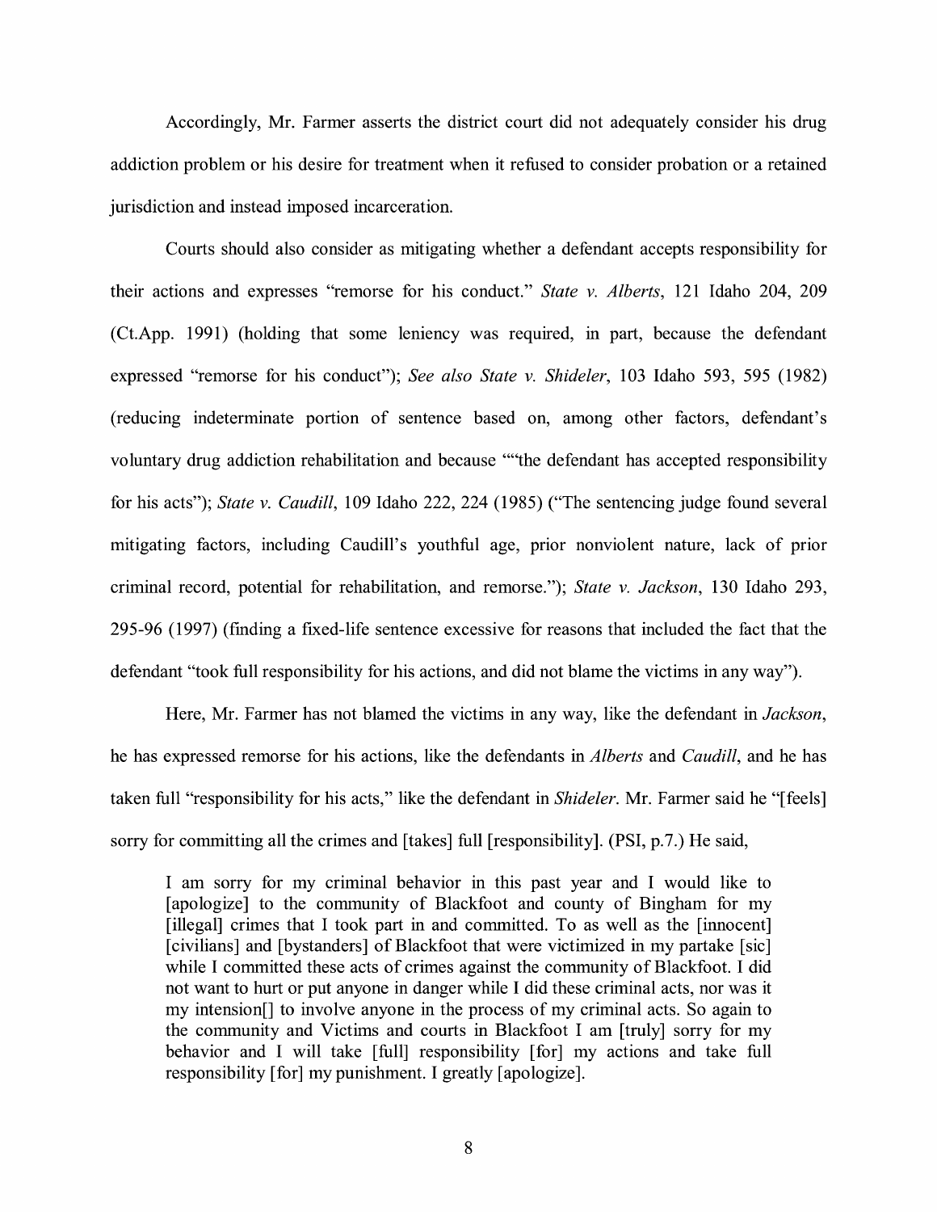Accordingly, Mr. Farmer asserts the district court did not adequately consider his drug addiction problem or his desire for treatment when it refused to consider probation or a retained jurisdiction and instead imposed incarceration.

Courts should also consider as mitigating whether a defendant accepts responsibility for their actions and expresses "remorse for his conduct." *State v. Alberts*, 121 Idaho 204, 209 (Ct.App. 1991) (holding that some leniency was required, in part, because the defendant expressed "remorse for his conduct"); *See also State v. Shideler*, 103 Idaho 593, 595 (1982) (reducing indeterminate portion of sentence based on, among other factors, defendant's voluntary drug addiction rehabilitation and because ""the defendant has accepted responsibility for his acts"); *State v. Caudill*, 109 Idaho 222, 224 (1985) ("The sentencing judge found several mitigating factors, including Caudill's youthful age, prior nonviolent nature, lack of prior criminal record, potential for rehabilitation, and remorse."); *State v. Jackson*, 130 Idaho 293, 295-96 (1997) (finding a fixed-life sentence excessive for reasons that included the fact that the defendant "took full responsibility for his actions, and did not blame the victims in any way").

Here, Mr. Farmer has not blamed the victims in any way, like the defendant in *Jackson*, he has expressed remorse for his actions, like the defendants in *Alberts* and *Caudill*, and he has taken full "responsibility for his acts," like the defendant in *Shideler*. Mr. Farmer said he "[feels] sorry for committing all the crimes and [takes] full [responsibility]. (PSI, p.7.) He said,

> I am sorry for my criminal behavior in this past year and I would like to [apologize] to the community of Blackfoot and county of Bingham for my [illegal] crimes that I took part in and committed. To as well as the [innocent] [civilians] and [bystanders] of Blackfoot that were victimized in my partake [sic] while I committed these acts of crimes against the community of Blackfoot. I did not want to hurt or put anyone in danger while I did these criminal acts, nor was it my intension[] to involve anyone in the process of my criminal acts. So again to the community and Victims and courts in Blackfoot I am [truly] sorry for my behavior and I will take [full] responsibility [for] my actions and take full responsibility [for] my punishment. I greatly [apologize].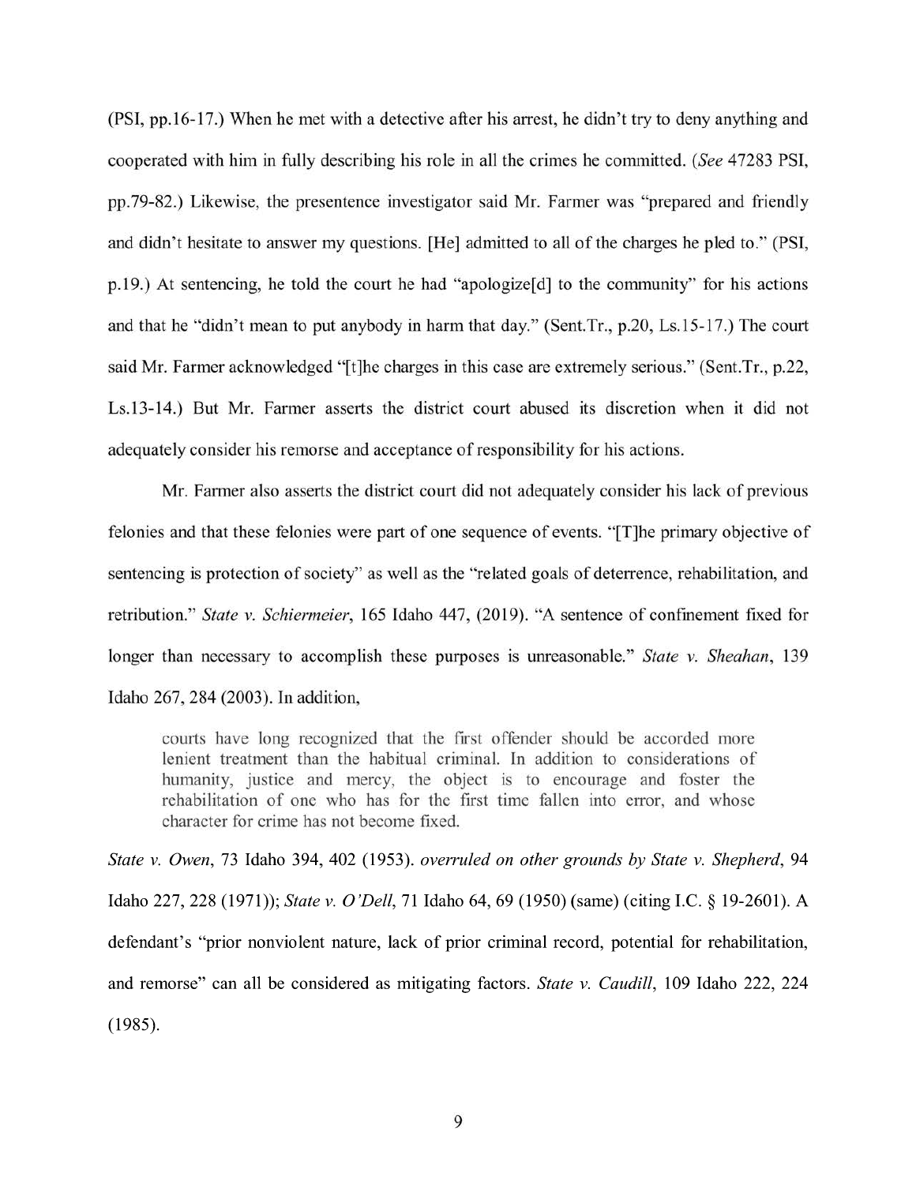(PSI, pp.16-17.) When he met with a detective after his arrest, he didn't try to deny anything and cooperated with him in fully describing his role in all the crimes he committed. (*See* 47283 PSI, pp.79-82.) Likewise, the presentence investigator said Mr. Farmer was "prepared and friendly and didn't hesitate to answer my questions. [He] admitted to all of the charges he pled to." (PSI, p.19.) At sentencing, he told the court he had "apologize[d] to the community" for his actions and that he "didn't mean to put anybody in harm that day." (Sent.Tr., p.20, Ls.15-17.) The court said Mr. Farmer acknowledged "[t]he charges in this case are extremely serious." (Sent.Tr., p.22, Ls.13-14.) But Mr. Farmer asserts the district court abused its discretion when it did not adequately consider his remorse and acceptance of responsibility for his actions.

Mr. Farmer also asserts the district court did not adequately consider his lack of previous felonies and that these felonies were part of one sequence of events. "[T]he primary objective of sentencing is protection of society" as well as the "related goals of deterrence, rehabilitation, and retribution." *State v. Schiermeier*, 165 Idaho 447, (2019). "A sentence of confinement fixed for longer than necessary to accomplish these purposes is unreasonable." *State v. Sheahan*, 139 Idaho 267, 284 (2003). In addition,

> courts have long recognized that the first offender should be accorded more lenient treatment than the habitual criminal. In addition to considerations of humanity, justice and mercy, the object is to encourage and foster the rehabilitation of one who has for the first time fallen into error, and whose character for crime has not become fixed.

*State v. Owen*, 73 Idaho 394, 402 (1953). *overruled on other grounds by State v. Shepherd*, 94 Idaho 227, 228 (1971)); *State v. O'Dell*, 71 Idaho 64, 69 (1950) (same) (citing I.C. § 19-2601). A defendant's "prior nonviolent nature, lack of prior criminal record, potential for rehabilitation, and remorse" can all be considered as mitigating factors. *State v. Caudill*, 109 Idaho 222, 224 (1985).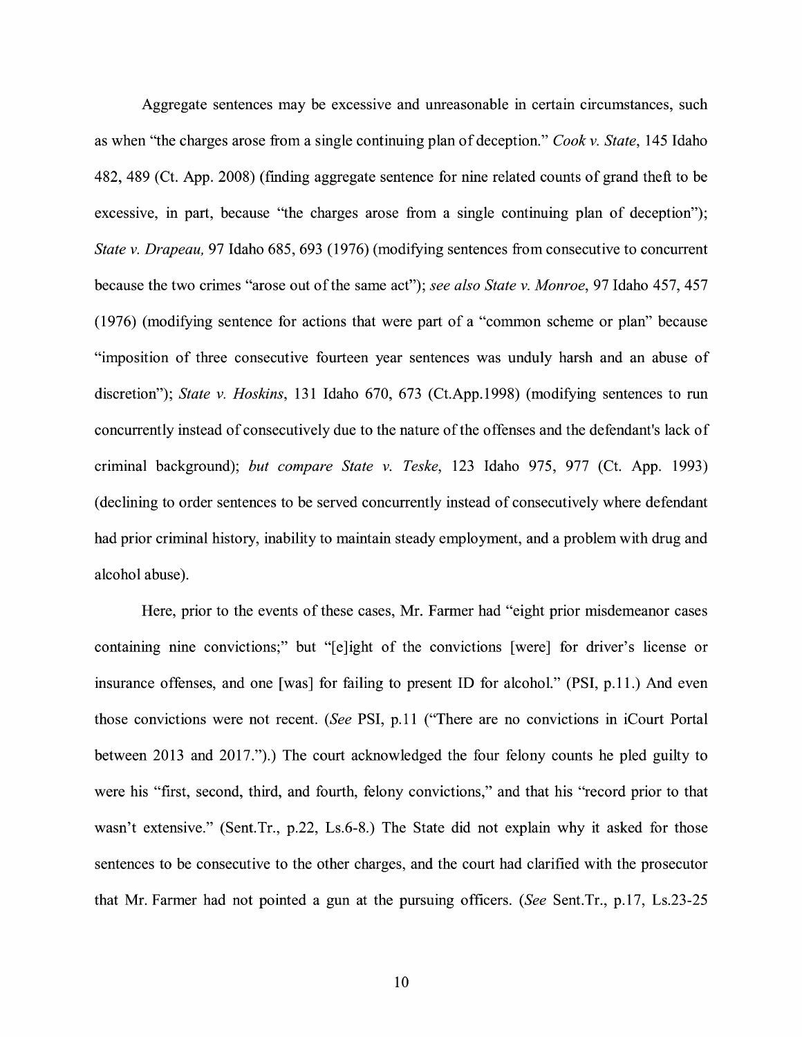Aggregate sentences may be excessive and unreasonable in certain circumstances, such as when "the charges arose from a single continuing plan of deception." *Cook v. State*, 145 Idaho 482, 489 (Ct. App. 2008) (finding aggregate sentence for nine related counts of grand theft to be excessive, in part, because "the charges arose from a single continuing plan of deception"); *State v. Drapeau,* 97 Idaho 685, 693 (1976) (modifying sentences from consecutive to concurrent because the two crimes "arose out of the same act"); *see also State v. Monroe*, 97 Idaho 457, 457 (1976) (modifying sentence for actions that were part of a "common scheme or plan" because "imposition of three consecutive fourteen year sentences was unduly harsh and an abuse of discretion"); *State v. Hoskins*, 131 Idaho 670, 673 (Ct.App.1998) (modifying sentences to run concurrently instead of consecutively due to the nature of the offenses and the defendant's lack of criminal background); *but compare State v. Teske*, 123 Idaho 975, 977 (Ct. App. 1993) (declining to order sentences to be served concurrently instead of consecutively where defendant had prior criminal history, inability to maintain steady employment, and a problem with drug and alcohol abuse).

Here, prior to the events of these cases, Mr. Farmer had "eight prior misdemeanor cases containing nine convictions;" but "[e]ight of the convictions [were] for driver's license or insurance offenses, and one [was] for failing to present ID for alcohol." (PSI, p.11.) And even those convictions were not recent. (*See* PSI, p.11 ("There are no convictions in iCourt Portal between 2013 and 2017.").) The court acknowledged the four felony counts he pled guilty to were his "first, second, third, and fourth, felony convictions," and that his "record prior to that wasn't extensive." (Sent.Tr., p.22, Ls.6-8.) The State did not explain why it asked for those sentences to be consecutive to the other charges, and the court had clarified with the prosecutor that Mr. Farmer had not pointed a gun at the pursuing officers. (*See* Sent.Tr., p.17, Ls.23-25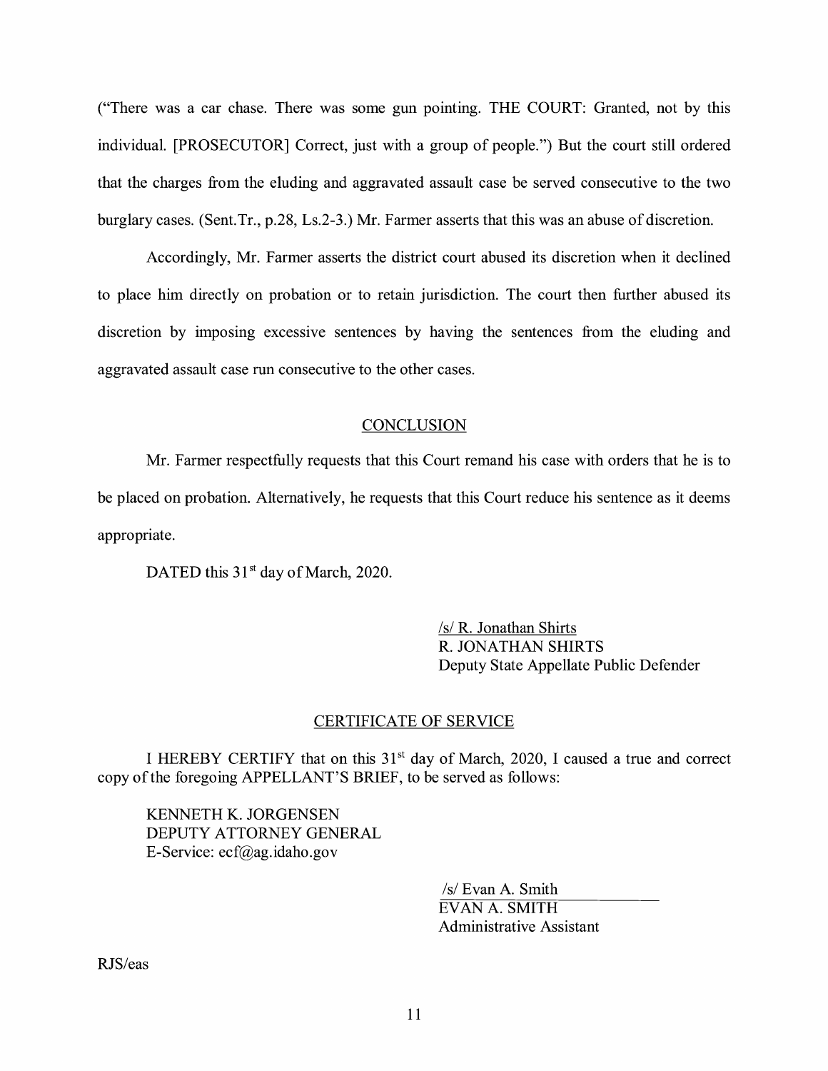("There was a car chase. There was some gun pointing. THE COURT: Granted, not by this individual. [PROSECUTOR] Correct, just with a group of people.") But the court still ordered that the charges from the eluding and aggravated assault case be served consecutive to the two burglary cases. (Sent.Tr., p.28, Ls.2-3.) Mr. Farmer asserts that this was an abuse of discretion.

Accordingly, Mr. Farmer asserts the district court abused its discretion when it declined to place him directly on probation or to retain jurisdiction. The court then further abused its discretion by imposing excessive sentences by having the sentences from the eluding and aggravated assault case run consecutive to the other cases.

## CONCLUSION

Mr. Farmer respectfully requests that this Court remand his case with orders that he is to be placed on probation. Alternatively, he requests that this Court reduce his sentence as it deems appropriate.

DATED this 31st day of March, 2020.

/s/ R. Jonathan Shirts
R. JONATHAN SHIRTS
Deputy State Appellate Public Defender

## CERTIFICATE OF SERVICE

I HEREBY CERTIFY that on this 31st day of March, 2020, I caused a true and correct copy of the foregoing APPELLANT'S BRIEF, to be served as follows:

KENNETH K. JORGENSEN
DEPUTY ATTORNEY GENERAL
E-Service: ecf@ag.idaho.gov

/s/ Evan A. Smith
EVAN A. SMITH
Administrative Assistant

RJS/eas